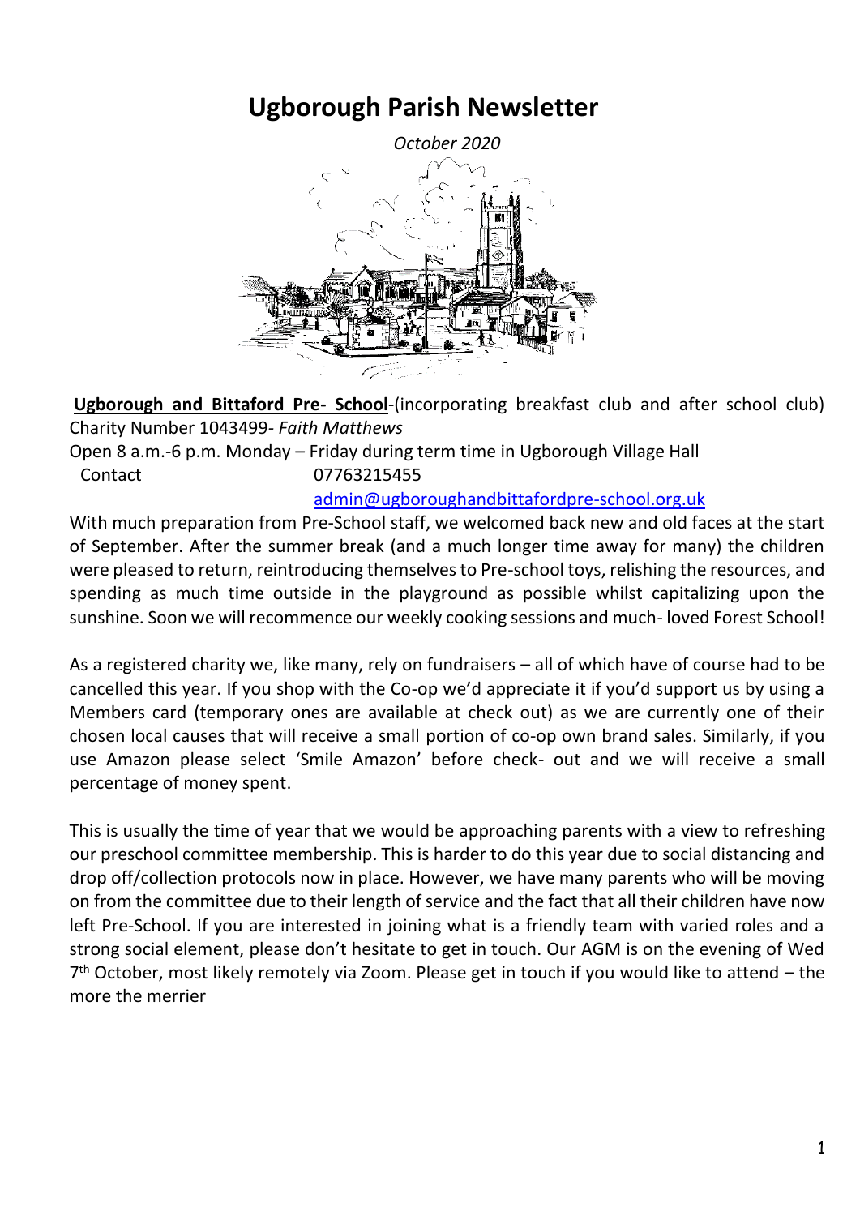# Ugborough Parish Newsletter

*October 2020*

**Ugborough and Bittaford Pre- School**-(incorporating breakfast club and after school club) Charity Number 1043499- *Faith Matthews*

Open 8 a.m.-6 p.m. Monday – Friday during term time in Ugborough Village Hall

Contact 07763215455

admin@ugboroughandbittafordpre-school.org.uk

With much preparation from Pre-School staff, we welcomed back new and old faces at the start of September. After the summer break (and a much longer time away for many) the children were pleased to return, reintroducing themselves to Pre-school toys, relishing the resources, and spending as much time outside in the playground as possible whilst capitalizing upon the sunshine. Soon we will recommence our weekly cooking sessions and much- loved Forest School!

As a registered charity we, like many, rely on fundraisers – all of which have of course had to be cancelled this year. If you shop with the Co-op we'd appreciate it if you'd support us by using a Members card (temporary ones are available at check out) as we are currently one of their chosen local causes that will receive a small portion of co-op own brand sales. Similarly, if you use Amazon please select 'Smile Amazon' before check- out and we will receive a small percentage of money spent.

This is usually the time of year that we would be approaching parents with a view to refreshing our preschool committee membership. This is harder to do this year due to social distancing and drop off/collection protocols now in place. However, we have many parents who will be moving on from the committee due to their length of service and the fact that all their children have now left Pre-School. If you are interested in joining what is a friendly team with varied roles and a strong social element, please don't hesitate to get in touch. Our AGM is on the evening of Wed 7th October, most likely remotely via Zoom. Please get in touch if you would like to attend – the more the merrier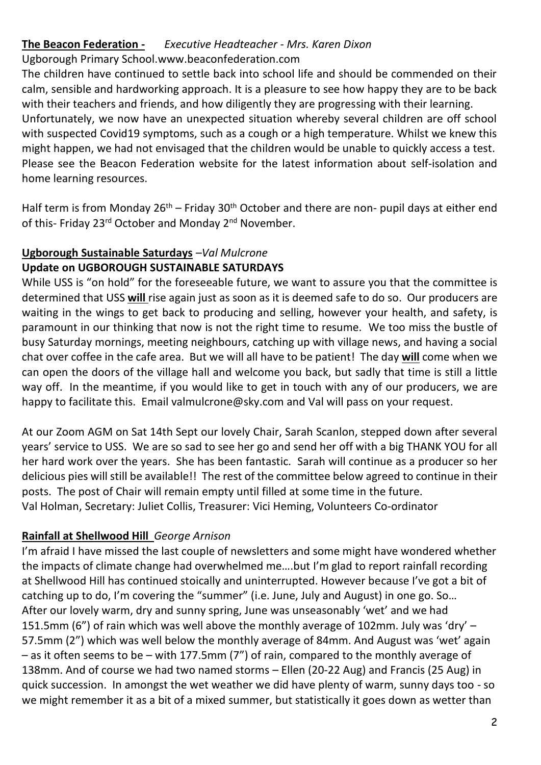**The Beacon Federation -** *Executive Headteacher - Mrs. Karen Dixon*

Ugborough Primary School.www.beaconfederation.com

The children have continued to settle back into school life and should be commended on their calm, sensible and hardworking approach. It is a pleasure to see how happy they are to be back with their teachers and friends, and how diligently they are progressing with their learning. Unfortunately, we now have an unexpected situation whereby several children are off school with suspected Covid19 symptoms, such as a cough or a high temperature. Whilst we knew this might happen, we had not envisaged that the children would be unable to quickly access a test. Please see the Beacon Federation website for the latest information about self-isolation and home learning resources.

Half term is from Monday 26th – Friday 30th October and there are non- pupil days at either end of this- Friday 23rd October and Monday 2nd November.

**Ugborough Sustainable Saturdays** –*Val Mulcrone*

**Update on UGBOROUGH SUSTAINABLE SATURDAYS**

While USS is "on hold" for the foreseeable future, we want to assure you that the committee is determined that USS **will** rise again just as soon as it is deemed safe to do so. Our producers are waiting in the wings to get back to producing and selling, however your health, and safety, is paramount in our thinking that now is not the right time to resume. We too miss the bustle of busy Saturday mornings, meeting neighbours, catching up with village news, and having a social chat over coffee in the cafe area. But we will all have to be patient! The day **will** come when we can open the doors of the village hall and welcome you back, but sadly that time is still a little way off. In the meantime, if you would like to get in touch with any of our producers, we are happy to facilitate this. Email valmulcrone@sky.com and Val will pass on your request.

At our Zoom AGM on Sat 14th Sept our lovely Chair, Sarah Scanlon, stepped down after several years' service to USS. We are so sad to see her go and send her off with a big THANK YOU for all her hard work over the years. She has been fantastic. Sarah will continue as a producer so her delicious pies will still be available!! The rest of the committee below agreed to continue in their posts. The post of Chair will remain empty until filled at some time in the future.
Val Holman, Secretary: Juliet Collis, Treasurer: Vici Heming, Volunteers Co-ordinator

**Rainfall at Shellwood Hill** *George Arnison*

I'm afraid I have missed the last couple of newsletters and some might have wondered whether the impacts of climate change had overwhelmed me….but I'm glad to report rainfall recording at Shellwood Hill has continued stoically and uninterrupted. However because I've got a bit of catching up to do, I'm covering the "summer" (i.e. June, July and August) in one go. So…
After our lovely warm, dry and sunny spring, June was unseasonably 'wet' and we had 151.5mm (6") of rain which was well above the monthly average of 102mm. July was 'dry' – 57.5mm (2") which was well below the monthly average of 84mm. And August was 'wet' again – as it often seems to be – with 177.5mm (7") of rain, compared to the monthly average of 138mm. And of course we had two named storms – Ellen (20-22 Aug) and Francis (25 Aug) in quick succession. In amongst the wet weather we did have plenty of warm, sunny days too - so we might remember it as a bit of a mixed summer, but statistically it goes down as wetter than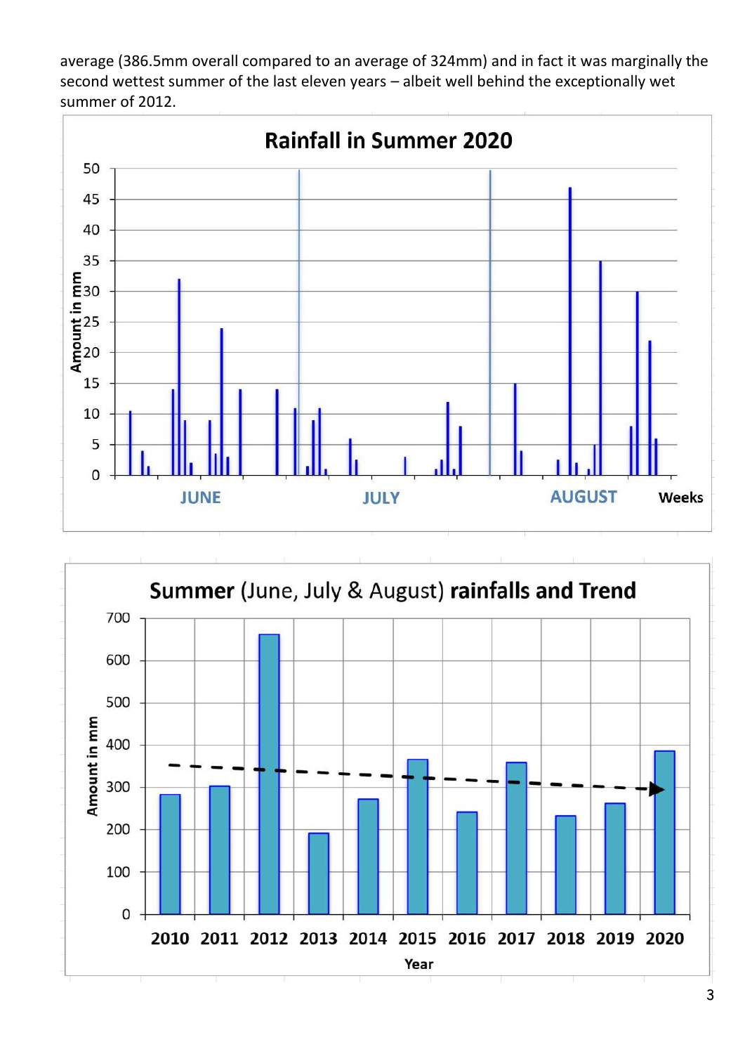average (386.5mm overall compared to an average of 324mm) and in fact it was marginally the second wettest summer of the last eleven years – albeit well behind the exceptionally wet summer of 2012.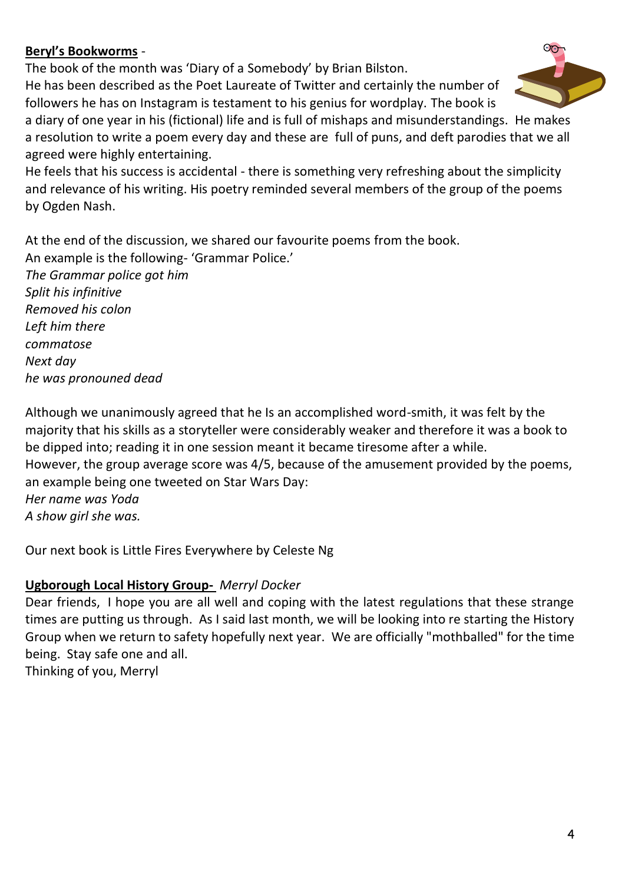**<u>Beryl's Bookworms</u>** -

The book of the month was 'Diary of a Somebody' by Brian Bilston.
He has been described as the Poet Laureate of Twitter and certainly the number of followers he has on Instagram is testament to his genius for wordplay. The book is a diary of one year in his (fictional) life and is full of mishaps and misunderstandings. He makes a resolution to write a poem every day and these are full of puns, and deft parodies that we all agreed were highly entertaining.
He feels that his success is accidental - there is something very refreshing about the simplicity and relevance of his writing. His poetry reminded several members of the group of the poems by Ogden Nash.

At the end of the discussion, we shared our favourite poems from the book.
An example is the following- 'Grammar Police.'
*The Grammar police got him*
*Split his infinitive*
*Removed his colon*
*Left him there*
*commatose*
*Next day*
*he was pronouned dead*

Although we unanimously agreed that he Is an accomplished word-smith, it was felt by the majority that his skills as a storyteller were considerably weaker and therefore it was a book to be dipped into; reading it in one session meant it became tiresome after a while.
However, the group average score was 4/5, because of the amusement provided by the poems, an example being one tweeted on Star Wars Day:
*Her name was Yoda*
*A show girl she was.*

Our next book is Little Fires Everywhere by Celeste Ng

**<u>Ugborough Local History Group-</u>** *Merryl Docker*

Dear friends, I hope you are all well and coping with the latest regulations that these strange times are putting us through. As I said last month, we will be looking into re starting the History Group when we return to safety hopefully next year. We are officially "mothballed" for the time being. Stay safe one and all.
Thinking of you, Merryl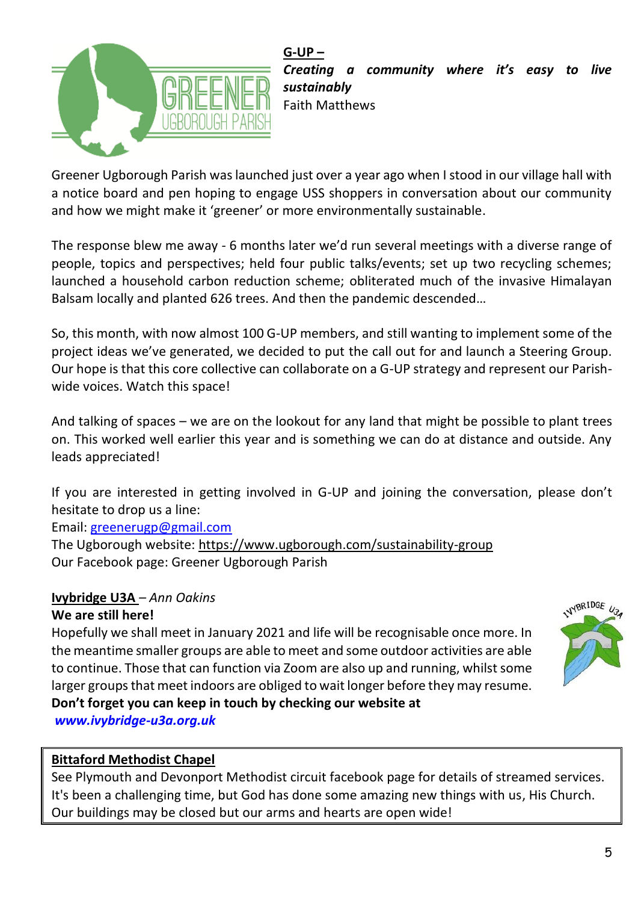## G-UP –

***Creating a community where it's easy to live sustainably***

Faith Matthews

Greener Ugborough Parish was launched just over a year ago when I stood in our village hall with a notice board and pen hoping to engage USS shoppers in conversation about our community and how we might make it 'greener' or more environmentally sustainable.

The response blew me away - 6 months later we'd run several meetings with a diverse range of people, topics and perspectives; held four public talks/events; set up two recycling schemes; launched a household carbon reduction scheme; obliterated much of the invasive Himalayan Balsam locally and planted 626 trees. And then the pandemic descended…

So, this month, with now almost 100 G-UP members, and still wanting to implement some of the project ideas we've generated, we decided to put the call out for and launch a Steering Group. Our hope is that this core collective can collaborate on a G-UP strategy and represent our Parish-wide voices. Watch this space!

And talking of spaces – we are on the lookout for any land that might be possible to plant trees on. This worked well earlier this year and is something we can do at distance and outside. Any leads appreciated!

If you are interested in getting involved in G-UP and joining the conversation, please don't hesitate to drop us a line:

Email: greenerugp@gmail.com

The Ugborough website: https://www.ugborough.com/sustainability-group

Our Facebook page: Greener Ugborough Parish

## Ivybridge U3A – *Ann Oakins*

**We are still here!**

Hopefully we shall meet in January 2021 and life will be recognisable once more. In the meantime smaller groups are able to meet and some outdoor activities are able to continue. Those that can function via Zoom are also up and running, whilst some larger groups that meet indoors are obliged to wait longer before they may resume.

**Don't forget you can keep in touch by checking our website at *www.ivybridge-u3a.org.uk***

## Bittaford Methodist Chapel

See Plymouth and Devonport Methodist circuit facebook page for details of streamed services. It's been a challenging time, but God has done some amazing new things with us, His Church. Our buildings may be closed but our arms and hearts are open wide!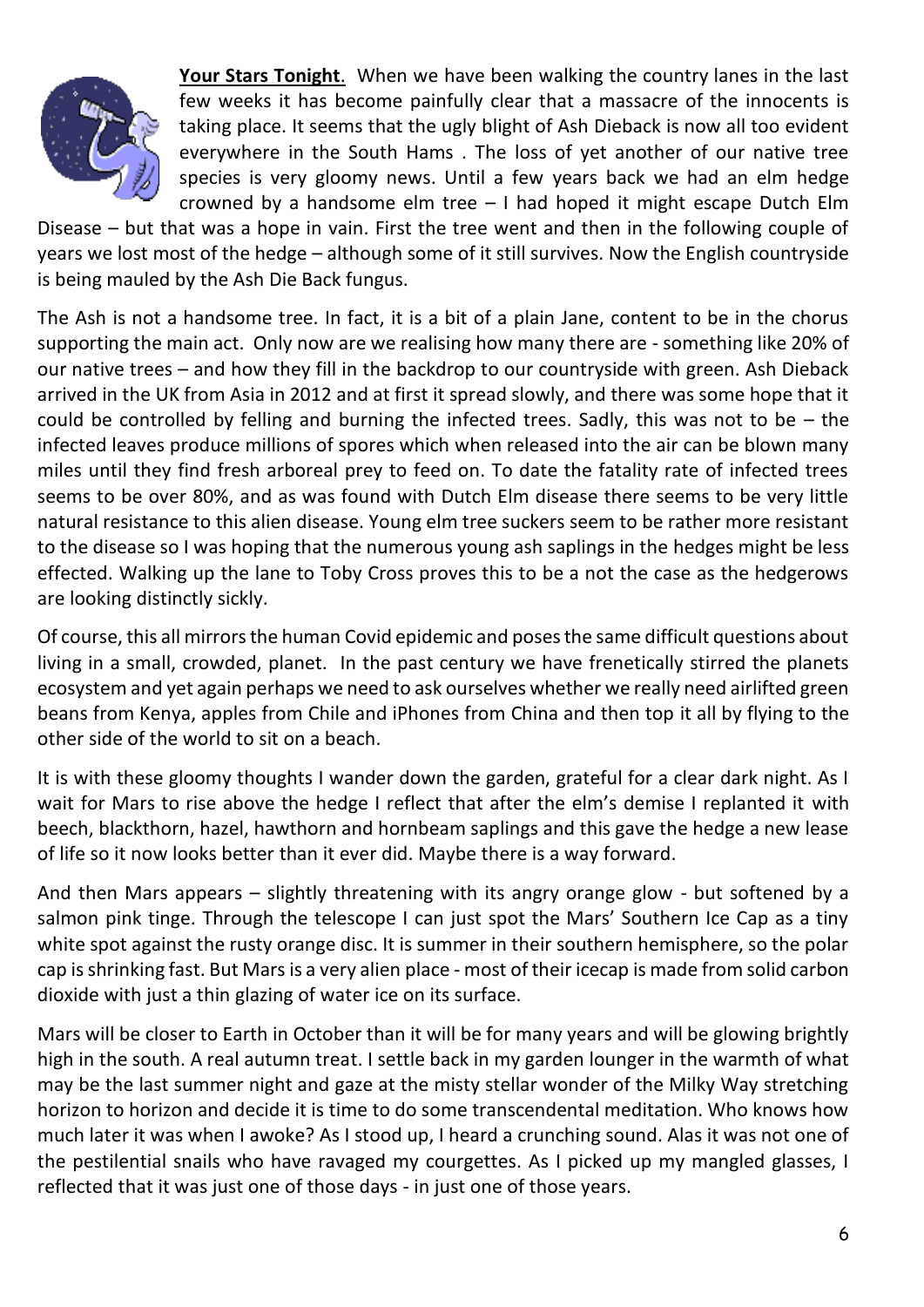**Your Stars Tonight**. When we have been walking the country lanes in the last few weeks it has become painfully clear that a massacre of the innocents is taking place. It seems that the ugly blight of Ash Dieback is now all too evident everywhere in the South Hams . The loss of yet another of our native tree species is very gloomy news. Until a few years back we had an elm hedge crowned by a handsome elm tree – I had hoped it might escape Dutch Elm Disease – but that was a hope in vain. First the tree went and then in the following couple of years we lost most of the hedge – although some of it still survives. Now the English countryside is being mauled by the Ash Die Back fungus.

The Ash is not a handsome tree. In fact, it is a bit of a plain Jane, content to be in the chorus supporting the main act. Only now are we realising how many there are - something like 20% of our native trees – and how they fill in the backdrop to our countryside with green. Ash Dieback arrived in the UK from Asia in 2012 and at first it spread slowly, and there was some hope that it could be controlled by felling and burning the infected trees. Sadly, this was not to be – the infected leaves produce millions of spores which when released into the air can be blown many miles until they find fresh arboreal prey to feed on. To date the fatality rate of infected trees seems to be over 80%, and as was found with Dutch Elm disease there seems to be very little natural resistance to this alien disease. Young elm tree suckers seem to be rather more resistant to the disease so I was hoping that the numerous young ash saplings in the hedges might be less effected. Walking up the lane to Toby Cross proves this to be a not the case as the hedgerows are looking distinctly sickly.

Of course, this all mirrors the human Covid epidemic and poses the same difficult questions about living in a small, crowded, planet. In the past century we have frenetically stirred the planets ecosystem and yet again perhaps we need to ask ourselves whether we really need airlifted green beans from Kenya, apples from Chile and iPhones from China and then top it all by flying to the other side of the world to sit on a beach.

It is with these gloomy thoughts I wander down the garden, grateful for a clear dark night. As I wait for Mars to rise above the hedge I reflect that after the elm's demise I replanted it with beech, blackthorn, hazel, hawthorn and hornbeam saplings and this gave the hedge a new lease of life so it now looks better than it ever did. Maybe there is a way forward.

And then Mars appears – slightly threatening with its angry orange glow - but softened by a salmon pink tinge. Through the telescope I can just spot the Mars' Southern Ice Cap as a tiny white spot against the rusty orange disc. It is summer in their southern hemisphere, so the polar cap is shrinking fast. But Mars is a very alien place - most of their icecap is made from solid carbon dioxide with just a thin glazing of water ice on its surface.

Mars will be closer to Earth in October than it will be for many years and will be glowing brightly high in the south. A real autumn treat. I settle back in my garden lounger in the warmth of what may be the last summer night and gaze at the misty stellar wonder of the Milky Way stretching horizon to horizon and decide it is time to do some transcendental meditation. Who knows how much later it was when I awoke? As I stood up, I heard a crunching sound. Alas it was not one of the pestilential snails who have ravaged my courgettes. As I picked up my mangled glasses, I reflected that it was just one of those days - in just one of those years.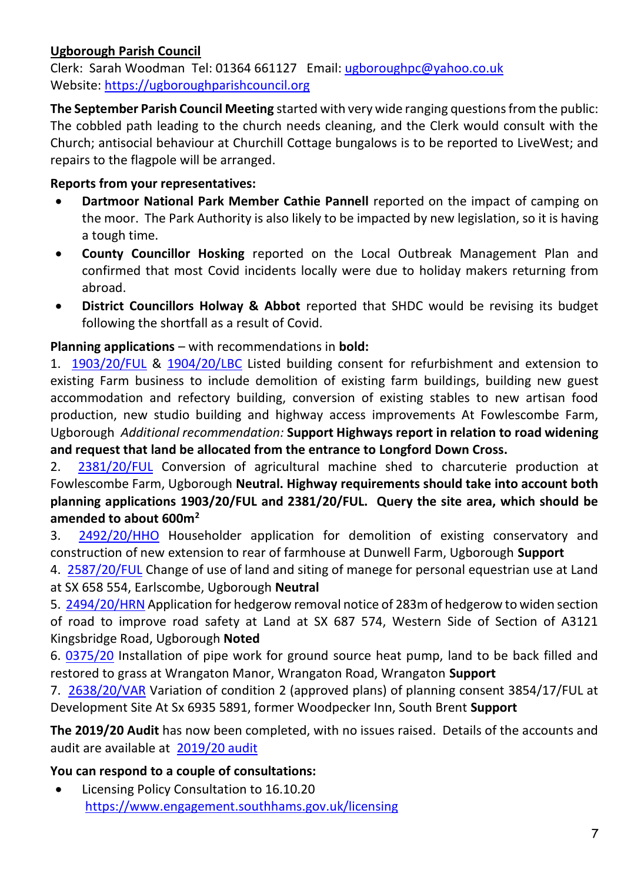**Ugborough Parish Council**

Clerk: Sarah Woodman Tel: 01364 661127 Email: ugboroughpc@yahoo.co.uk
Website: https://ugboroughparishcouncil.org

**The September Parish Council Meeting** started with very wide ranging questions from the public: The cobbled path leading to the church needs cleaning, and the Clerk would consult with the Church; antisocial behaviour at Churchill Cottage bungalows is to be reported to LiveWest; and repairs to the flagpole will be arranged.

**Reports from your representatives:**

- **Dartmoor National Park Member Cathie Pannell** reported on the impact of camping on the moor. The Park Authority is also likely to be impacted by new legislation, so it is having a tough time.
- **County Councillor Hosking** reported on the Local Outbreak Management Plan and confirmed that most Covid incidents locally were due to holiday makers returning from abroad.
- **District Councillors Holway & Abbot** reported that SHDC would be revising its budget following the shortfall as a result of Covid.

**Planning applications** – with recommendations in **bold:**

1. 1903/20/FUL & 1904/20/LBC Listed building consent for refurbishment and extension to existing Farm business to include demolition of existing farm buildings, building new guest accommodation and refectory building, conversion of existing stables to new artisan food production, new studio building and highway access improvements At Fowlescombe Farm, Ugborough *Additional recommendation:* **Support Highways report in relation to road widening and request that land be allocated from the entrance to Longford Down Cross.**
2. 2381/20/FUL Conversion of agricultural machine shed to charcuterie production at Fowlescombe Farm, Ugborough **Neutral. Highway requirements should take into account both planning applications 1903/20/FUL and 2381/20/FUL. Query the site area, which should be amended to about 600m²**
3. 2492/20/HHO Householder application for demolition of existing conservatory and construction of new extension to rear of farmhouse at Dunwell Farm, Ugborough **Support**
4. 2587/20/FUL Change of use of land and siting of manege for personal equestrian use at Land at SX 658 554, Earlscombe, Ugborough **Neutral**
5. 2494/20/HRN Application for hedgerow removal notice of 283m of hedgerow to widen section of road to improve road safety at Land at SX 687 574, Western Side of Section of A3121 Kingsbridge Road, Ugborough **Noted**
6. 0375/20 Installation of pipe work for ground source heat pump, land to be back filled and restored to grass at Wrangaton Manor, Wrangaton Road, Wrangaton **Support**
7. 2638/20/VAR Variation of condition 2 (approved plans) of planning consent 3854/17/FUL at Development Site At Sx 6935 5891, former Woodpecker Inn, South Brent **Support**

**The 2019/20 Audit** has now been completed, with no issues raised. Details of the accounts and audit are available at 2019/20 audit

**You can respond to a couple of consultations:**

- Licensing Policy Consultation to 16.10.20
  https://www.engagement.southhams.gov.uk/licensing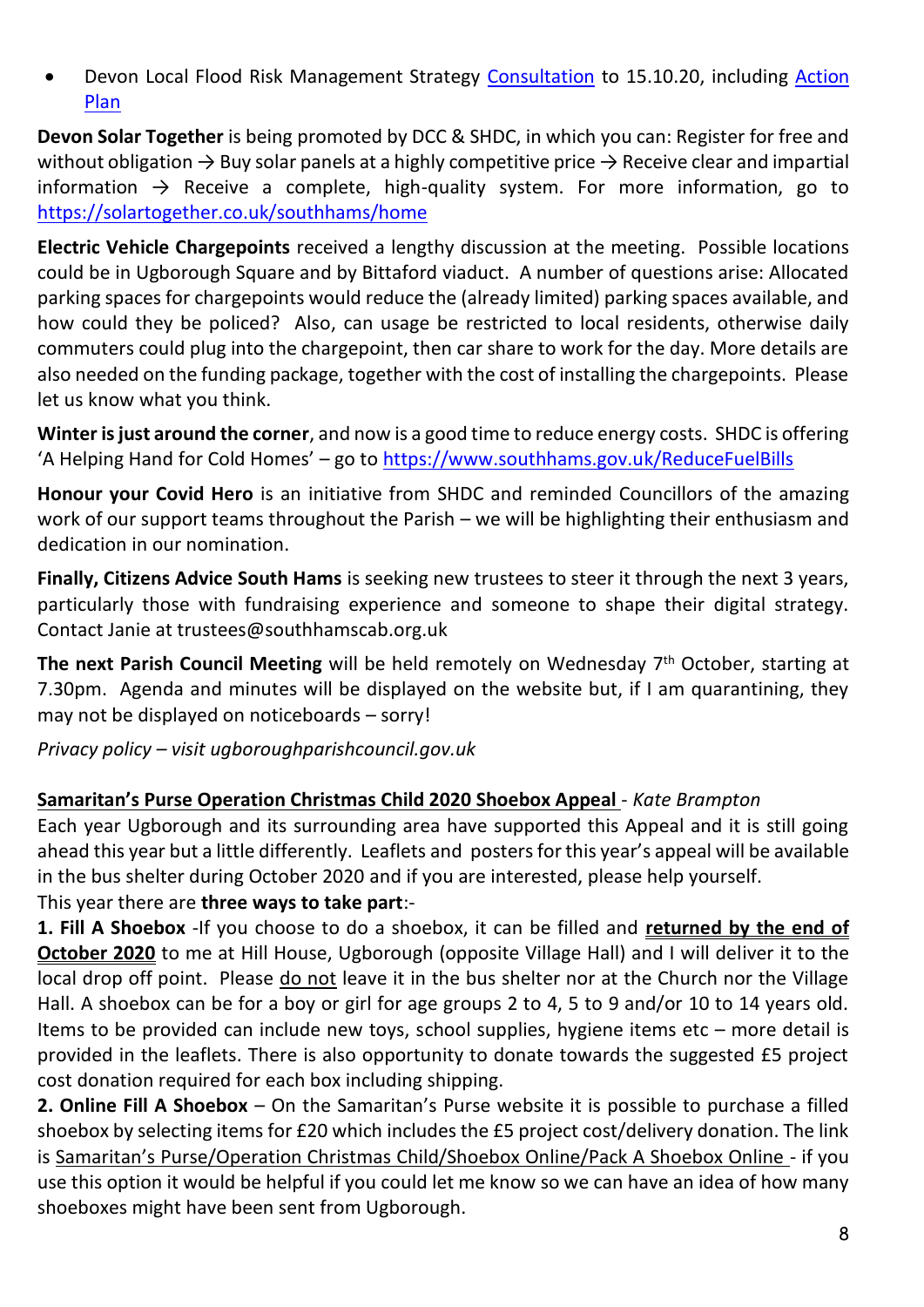- Devon Local Flood Risk Management Strategy Consultation to 15.10.20, including Action Plan

**Devon Solar Together** is being promoted by DCC & SHDC, in which you can: Register for free and without obligation → Buy solar panels at a highly competitive price → Receive clear and impartial information → Receive a complete, high-quality system. For more information, go to https://solartogether.co.uk/southhams/home

**Electric Vehicle Chargepoints** received a lengthy discussion at the meeting. Possible locations could be in Ugborough Square and by Bittaford viaduct. A number of questions arise: Allocated parking spaces for chargepoints would reduce the (already limited) parking spaces available, and how could they be policed? Also, can usage be restricted to local residents, otherwise daily commuters could plug into the chargepoint, then car share to work for the day. More details are also needed on the funding package, together with the cost of installing the chargepoints. Please let us know what you think.

**Winter is just around the corner**, and now is a good time to reduce energy costs. SHDC is offering 'A Helping Hand for Cold Homes' – go to https://www.southhams.gov.uk/ReduceFuelBills

**Honour your Covid Hero** is an initiative from SHDC and reminded Councillors of the amazing work of our support teams throughout the Parish – we will be highlighting their enthusiasm and dedication in our nomination.

**Finally, Citizens Advice South Hams** is seeking new trustees to steer it through the next 3 years, particularly those with fundraising experience and someone to shape their digital strategy. Contact Janie at trustees@southhamscab.org.uk

**The next Parish Council Meeting** will be held remotely on Wednesday 7th October, starting at 7.30pm. Agenda and minutes will be displayed on the website but, if I am quarantining, they may not be displayed on noticeboards – sorry!

*Privacy policy – visit ugboroughparishcouncil.gov.uk*

**Samaritan's Purse Operation Christmas Child 2020 Shoebox Appeal** - *Kate Brampton*

Each year Ugborough and its surrounding area have supported this Appeal and it is still going ahead this year but a little differently. Leaflets and posters for this year's appeal will be available in the bus shelter during October 2020 and if you are interested, please help yourself.

This year there are **three ways to take part**:-

**1. Fill A Shoebox** -If you choose to do a shoebox, it can be filled and **returned by the end of October 2020** to me at Hill House, Ugborough (opposite Village Hall) and I will deliver it to the local drop off point. Please do not leave it in the bus shelter nor at the Church nor the Village Hall. A shoebox can be for a boy or girl for age groups 2 to 4, 5 to 9 and/or 10 to 14 years old. Items to be provided can include new toys, school supplies, hygiene items etc – more detail is provided in the leaflets. There is also opportunity to donate towards the suggested £5 project cost donation required for each box including shipping.

**2. Online Fill A Shoebox** – On the Samaritan's Purse website it is possible to purchase a filled shoebox by selecting items for £20 which includes the £5 project cost/delivery donation. The link is Samaritan's Purse/Operation Christmas Child/Shoebox Online/Pack A Shoebox Online - if you use this option it would be helpful if you could let me know so we can have an idea of how many shoeboxes might have been sent from Ugborough.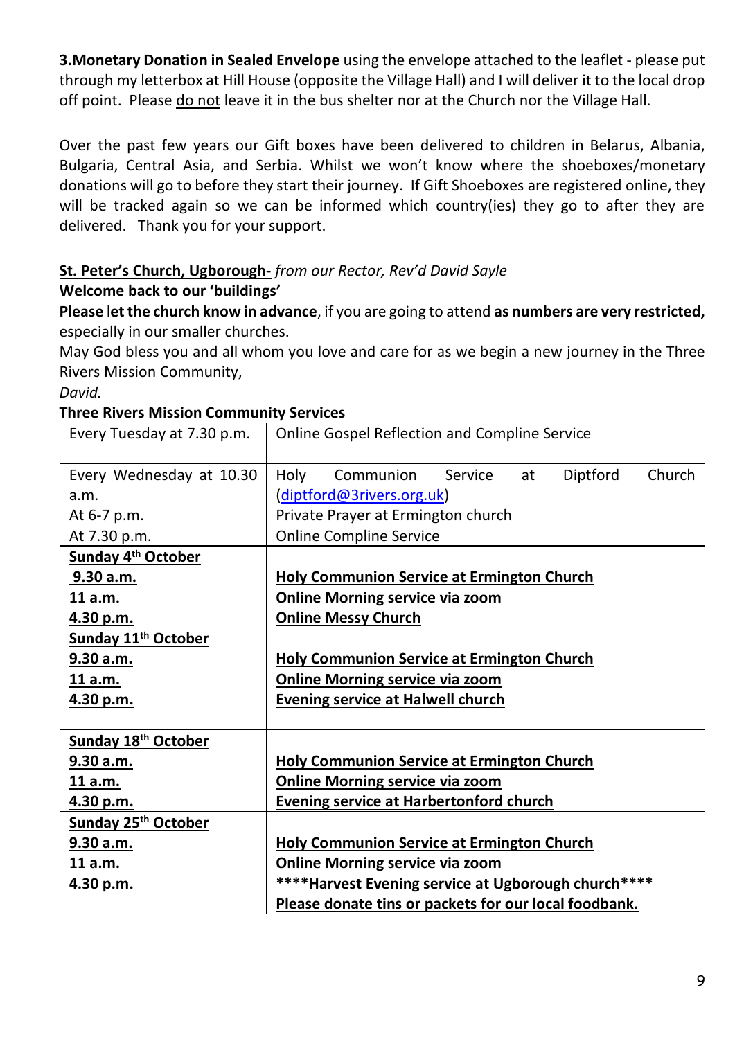**3.Monetary Donation in Sealed Envelope** using the envelope attached to the leaflet - please put through my letterbox at Hill House (opposite the Village Hall) and I will deliver it to the local drop off point. Please <u>do not</u> leave it in the bus shelter nor at the Church nor the Village Hall.

Over the past few years our Gift boxes have been delivered to children in Belarus, Albania, Bulgaria, Central Asia, and Serbia. Whilst we won't know where the shoeboxes/monetary donations will go to before they start their journey. If Gift Shoeboxes are registered online, they will be tracked again so we can be informed which country(ies) they go to after they are delivered. Thank you for your support.

**<u>St. Peter's Church, Ugborough-</u>** *from our Rector, Rev'd David Sayle*

**Welcome back to our 'buildings'**

**Please** l**et the church know in advance**, if you are going to attend **as numbers are very restricted,** especially in our smaller churches.

May God bless you and all whom you love and care for as we begin a new journey in the Three Rivers Mission Community,

*David.*

**Three Rivers Mission Community Services**

| | |
|---|---|
| Every Tuesday at 7.30 p.m. | Online Gospel Reflection and Compline Service |
| Every Wednesday at 10.30 a.m.<br>At 6-7 p.m.<br>At 7.30 p.m. | Holy Communion Service at Diptford Church (diptford@3rivers.org.uk)<br>Private Prayer at Ermington church<br>Online Compline Service |
| **<u>Sunday 4th October</u>**<br>**<u>9.30 a.m.</u>**<br>**<u>11 a.m.</u>**<br>**<u>4.30 p.m.</u>** | <br>**<u>Holy Communion Service at Ermington Church</u>**<br>**<u>Online Morning service via zoom</u>**<br>**<u>Online Messy Church</u>** |
| **<u>Sunday 11th October</u>**<br>**<u>9.30 a.m.</u>**<br>**<u>11 a.m.</u>**<br>**<u>4.30 p.m.</u>** | <br>**<u>Holy Communion Service at Ermington Church</u>**<br>**<u>Online Morning service via zoom</u>**<br>**<u>Evening service at Halwell church</u>** |
| **<u>Sunday 18th October</u>**<br>**<u>9.30 a.m.</u>**<br>**<u>11 a.m.</u>**<br>**<u>4.30 p.m.</u>** | <br>**<u>Holy Communion Service at Ermington Church</u>**<br>**<u>Online Morning service via zoom</u>**<br>**<u>Evening service at Harbertonford church</u>** |
| **<u>Sunday 25th October</u>**<br>**<u>9.30 a.m.</u>**<br>**<u>11 a.m.</u>**<br>**<u>4.30 p.m.</u>** | <br>**<u>Holy Communion Service at Ermington Church</u>**<br>**<u>Online Morning service via zoom</u>**<br>**<u>****Harvest Evening service at Ugborough church****</u>**<br>**<u>Please donate tins or packets for our local foodbank.</u>** |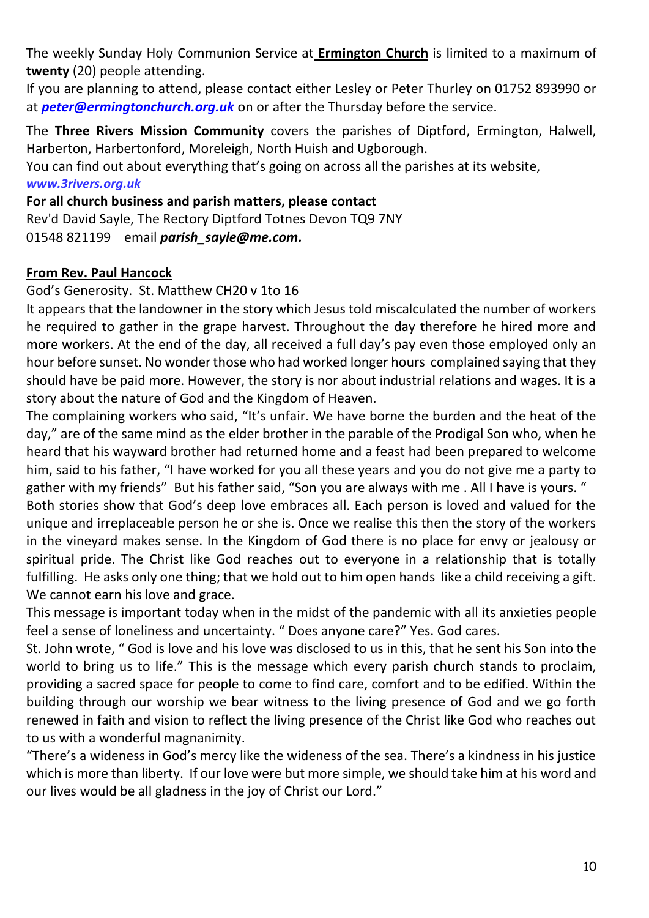The weekly Sunday Holy Communion Service at **Ermington Church** is limited to a maximum of **twenty** (20) people attending.
If you are planning to attend, please contact either Lesley or Peter Thurley on 01752 893990 or at ***peter@ermingtonchurch.org.uk*** on or after the Thursday before the service.

The **Three Rivers Mission Community** covers the parishes of Diptford, Ermington, Halwell, Harberton, Harbertonford, Moreleigh, North Huish and Ugborough.
You can find out about everything that's going on across all the parishes at its website,
***www.3rivers.org.uk***

**For all church business and parish matters, please contact**
Rev'd David Sayle, The Rectory Diptford Totnes Devon TQ9 7NY
01548 821199 email ***parish_sayle@me.com.***

**From Rev. Paul Hancock**

God's Generosity. St. Matthew CH20 v 1to 16

It appears that the landowner in the story which Jesus told miscalculated the number of workers he required to gather in the grape harvest. Throughout the day therefore he hired more and more workers. At the end of the day, all received a full day's pay even those employed only an hour before sunset. No wonder those who had worked longer hours complained saying that they should have be paid more. However, the story is nor about industrial relations and wages. It is a story about the nature of God and the Kingdom of Heaven.

The complaining workers who said, "It's unfair. We have borne the burden and the heat of the day," are of the same mind as the elder brother in the parable of the Prodigal Son who, when he heard that his wayward brother had returned home and a feast had been prepared to welcome him, said to his father, "I have worked for you all these years and you do not give me a party to gather with my friends" But his father said, "Son you are always with me . All I have is yours. "

Both stories show that God's deep love embraces all. Each person is loved and valued for the unique and irreplaceable person he or she is. Once we realise this then the story of the workers in the vineyard makes sense. In the Kingdom of God there is no place for envy or jealousy or spiritual pride. The Christ like God reaches out to everyone in a relationship that is totally fulfilling. He asks only one thing; that we hold out to him open hands like a child receiving a gift. We cannot earn his love and grace.

This message is important today when in the midst of the pandemic with all its anxieties people feel a sense of loneliness and uncertainty. " Does anyone care?" Yes. God cares.

St. John wrote, " God is love and his love was disclosed to us in this, that he sent his Son into the world to bring us to life." This is the message which every parish church stands to proclaim, providing a sacred space for people to come to find care, comfort and to be edified. Within the building through our worship we bear witness to the living presence of God and we go forth renewed in faith and vision to reflect the living presence of the Christ like God who reaches out to us with a wonderful magnanimity.

"There's a wideness in God's mercy like the wideness of the sea. There's a kindness in his justice which is more than liberty. If our love were but more simple, we should take him at his word and our lives would be all gladness in the joy of Christ our Lord."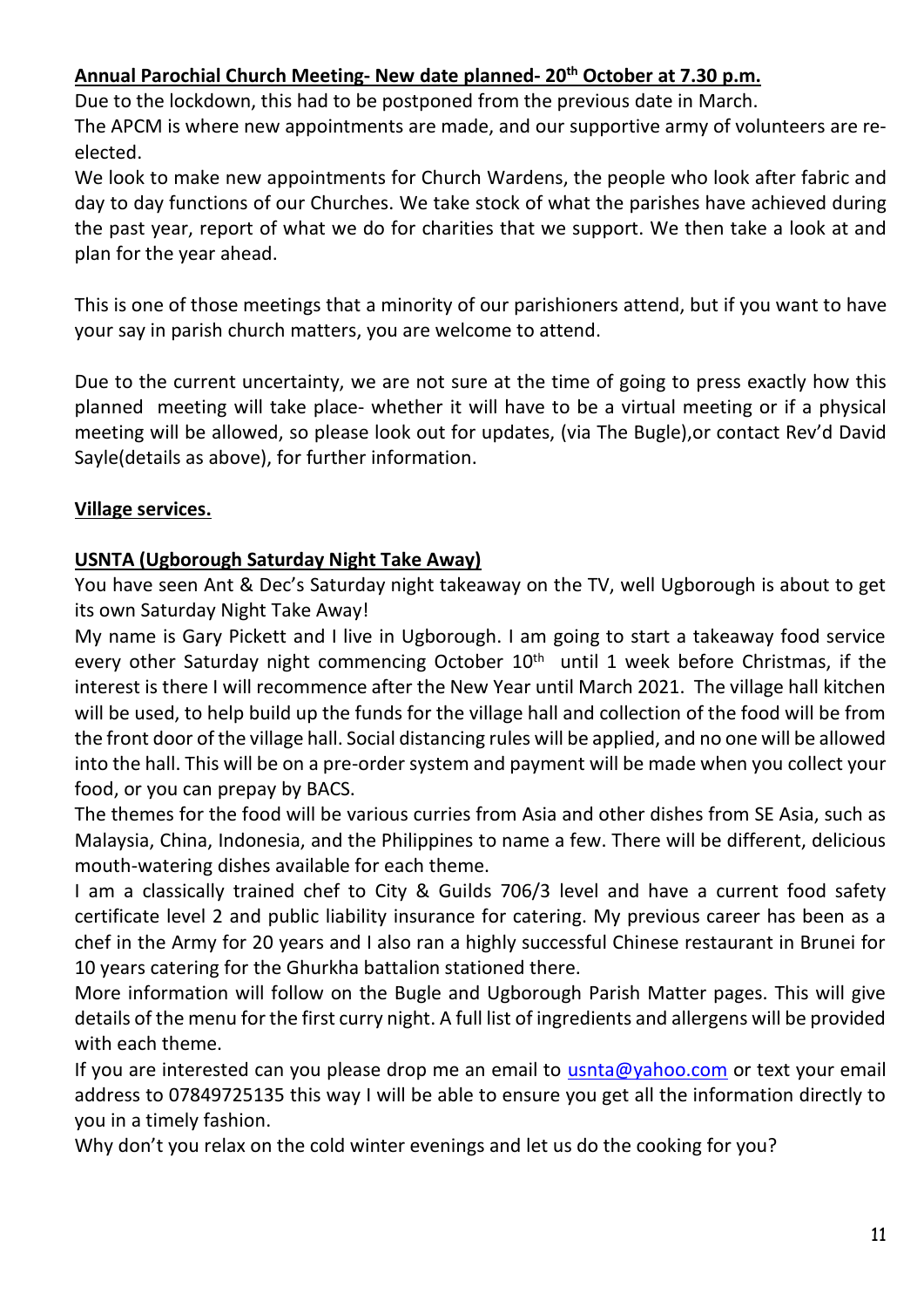**Annual Parochial Church Meeting- New date planned- 20th October at 7.30 p.m.**

Due to the lockdown, this had to be postponed from the previous date in March.

The APCM is where new appointments are made, and our supportive army of volunteers are re-elected.

We look to make new appointments for Church Wardens, the people who look after fabric and day to day functions of our Churches. We take stock of what the parishes have achieved during the past year, report of what we do for charities that we support. We then take a look at and plan for the year ahead.

This is one of those meetings that a minority of our parishioners attend, but if you want to have your say in parish church matters, you are welcome to attend.

Due to the current uncertainty, we are not sure at the time of going to press exactly how this planned meeting will take place- whether it will have to be a virtual meeting or if a physical meeting will be allowed, so please look out for updates, (via The Bugle),or contact Rev'd David Sayle(details as above), for further information.

**Village services.**

**USNTA (Ugborough Saturday Night Take Away)**

You have seen Ant & Dec's Saturday night takeaway on the TV, well Ugborough is about to get its own Saturday Night Take Away!

My name is Gary Pickett and I live in Ugborough. I am going to start a takeaway food service every other Saturday night commencing October 10th until 1 week before Christmas, if the interest is there I will recommence after the New Year until March 2021. The village hall kitchen will be used, to help build up the funds for the village hall and collection of the food will be from the front door of the village hall. Social distancing rules will be applied, and no one will be allowed into the hall. This will be on a pre-order system and payment will be made when you collect your food, or you can prepay by BACS.

The themes for the food will be various curries from Asia and other dishes from SE Asia, such as Malaysia, China, Indonesia, and the Philippines to name a few. There will be different, delicious mouth-watering dishes available for each theme.

I am a classically trained chef to City & Guilds 706/3 level and have a current food safety certificate level 2 and public liability insurance for catering. My previous career has been as a chef in the Army for 20 years and I also ran a highly successful Chinese restaurant in Brunei for 10 years catering for the Ghurkha battalion stationed there.

More information will follow on the Bugle and Ugborough Parish Matter pages. This will give details of the menu for the first curry night. A full list of ingredients and allergens will be provided with each theme.

If you are interested can you please drop me an email to usnta@yahoo.com or text your email address to 07849725135 this way I will be able to ensure you get all the information directly to you in a timely fashion.

Why don't you relax on the cold winter evenings and let us do the cooking for you?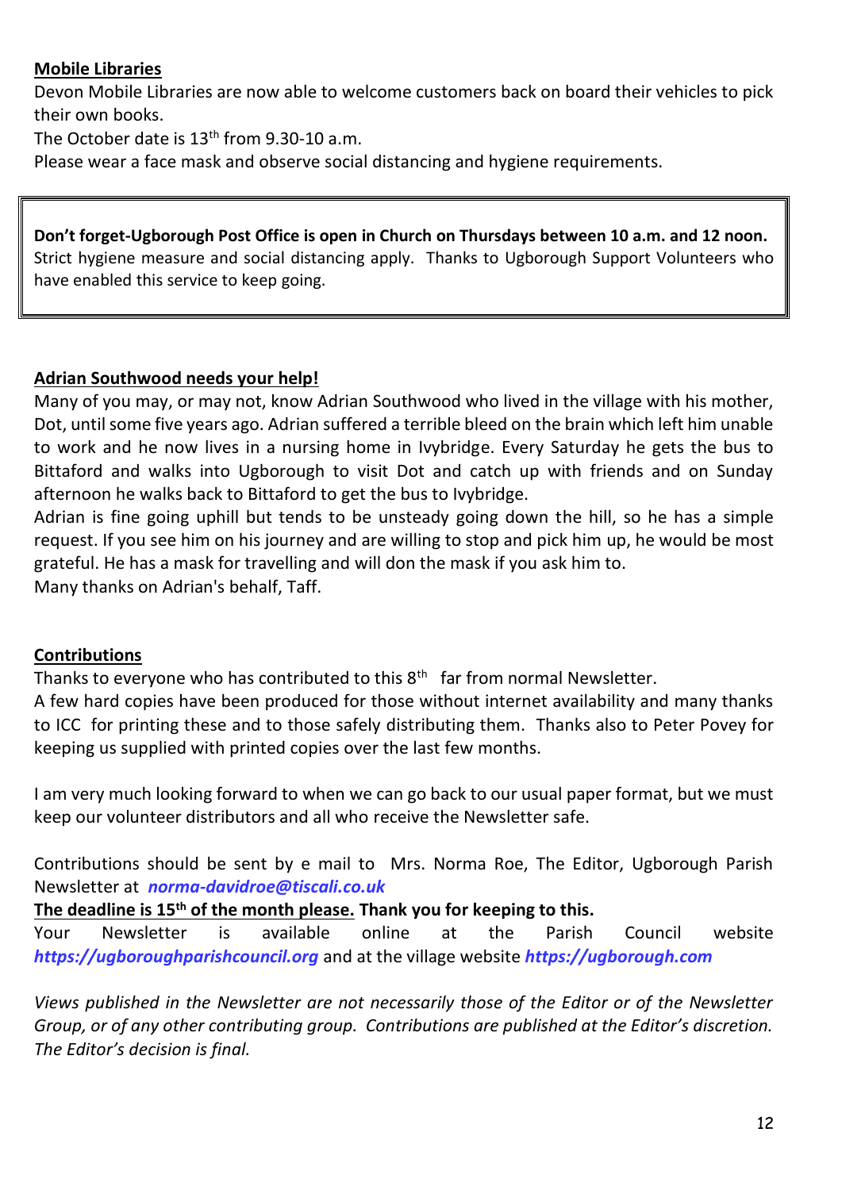**Mobile Libraries**

Devon Mobile Libraries are now able to welcome customers back on board their vehicles to pick their own books.

The October date is 13th from 9.30-10 a.m.

Please wear a face mask and observe social distancing and hygiene requirements.

**Don't forget-Ugborough Post Office is open in Church on Thursdays between 10 a.m. and 12 noon.** Strict hygiene measure and social distancing apply. Thanks to Ugborough Support Volunteers who have enabled this service to keep going.

**Adrian Southwood needs your help!**

Many of you may, or may not, know Adrian Southwood who lived in the village with his mother, Dot, until some five years ago. Adrian suffered a terrible bleed on the brain which left him unable to work and he now lives in a nursing home in Ivybridge. Every Saturday he gets the bus to Bittaford and walks into Ugborough to visit Dot and catch up with friends and on Sunday afternoon he walks back to Bittaford to get the bus to Ivybridge.

Adrian is fine going uphill but tends to be unsteady going down the hill, so he has a simple request. If you see him on his journey and are willing to stop and pick him up, he would be most grateful. He has a mask for travelling and will don the mask if you ask him to.

Many thanks on Adrian's behalf, Taff.

**Contributions**

Thanks to everyone who has contributed to this 8th far from normal Newsletter.

A few hard copies have been produced for those without internet availability and many thanks to ICC for printing these and to those safely distributing them. Thanks also to Peter Povey for keeping us supplied with printed copies over the last few months.

I am very much looking forward to when we can go back to our usual paper format, but we must keep our volunteer distributors and all who receive the Newsletter safe.

Contributions should be sent by e mail to Mrs. Norma Roe, The Editor, Ugborough Parish Newsletter at ***norma-davidroe@tiscali.co.uk***

**The deadline is 15th of the month please. Thank you for keeping to this.**

Your Newsletter is available online at the Parish Council website ***https://ugboroughparishcouncil.org*** and at the village website ***https://ugborough.com***

*Views published in the Newsletter are not necessarily those of the Editor or of the Newsletter Group, or of any other contributing group. Contributions are published at the Editor's discretion. The Editor's decision is final.*